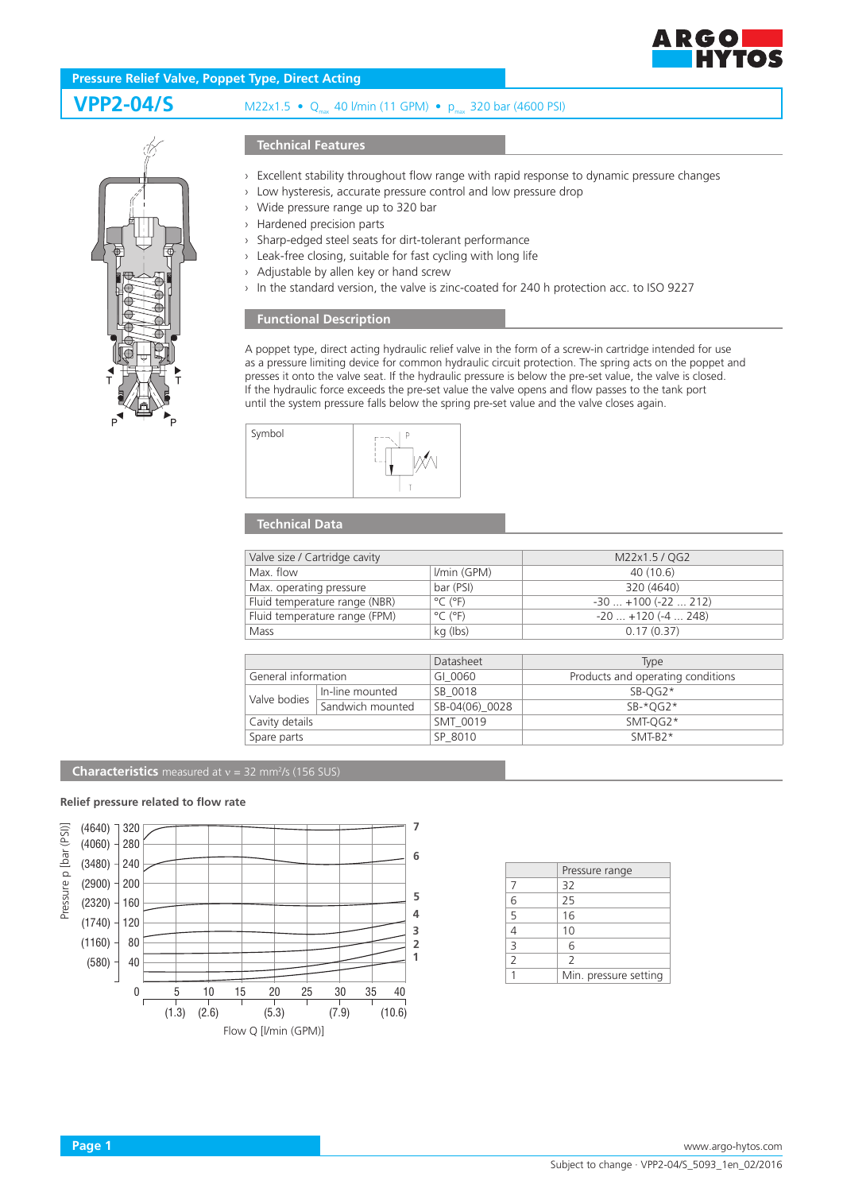# Pressure Relief Valve, Poppet Type, Direct Acting

## VPP2-04/S

M22x1.5 • $Q_{max}$ 40 l/min (11 GPM) • $p_{max}$ 320 bar (4600 PSI)

## Technical Features

- Excellent stability throughout flow range with rapid response to dynamic pressure changes
- Low hysteresis, accurate pressure control and low pressure drop
- Wide pressure range up to 320 bar
- Hardened precision parts
- Sharp-edged steel seats for dirt-tolerant performance
- Leak-free closing, suitable for fast cycling with long life
- Adjustable by allen key or hand screw
- In the standard version, the valve is zinc-coated for 240 h protection acc. to ISO 9227

## Functional Description

A poppet type, direct acting hydraulic relief valve in the form of a screw-in cartridge intended for use as a pressure limiting device for common hydraulic circuit protection. The spring acts on the poppet and presses it onto the valve seat. If the hydraulic pressure is below the pre-set value, the valve is closed. If the hydraulic force exceeds the pre-set value the valve opens and flow passes to the tank port until the system pressure falls below the spring pre-set value and the valve closes again.

Symbol

## Technical Data

| Valve size / Cartridge cavity | | M22x1.5 / QG2 |
|---|---|---|
| Max. flow | l/min (GPM) | 40 (10.6) |
| Max. operating pressure | bar (PSI) | 320 (4640) |
| Fluid temperature range (NBR) | °C (°F) | -30 ... +100 (-22 ... 212) |
| Fluid temperature range (FPM) | °C (°F) | -20 ... +120 (-4 ... 248) |
| Mass | kg (lbs) | 0.17 (0.37) |

| | | Datasheet | Type |
|---|---|---|---|
| General information | | GI_0060 | Products and operating conditions |
| Valve bodies | In-line mounted | SB_0018 | SB-QG2* |
| | Sandwich mounted | SB-04(06)_0028 | SB-*QG2* |
| Cavity details | | SMT_0019 | SMT-QG2* |
| Spare parts | | SP_8010 | SMT-B2* |

## Characteristics measured at $\nu$ = 32 mm²/s (156 SUS)

**Relief pressure related to flow rate**

| | Pressure range |
|---|---|
| 7 | 32 |
| 6 | 25 |
| 5 | 16 |
| 4 | 10 |
| 3 | 6 |
| 2 | 2 |
| 1 | Min. pressure setting |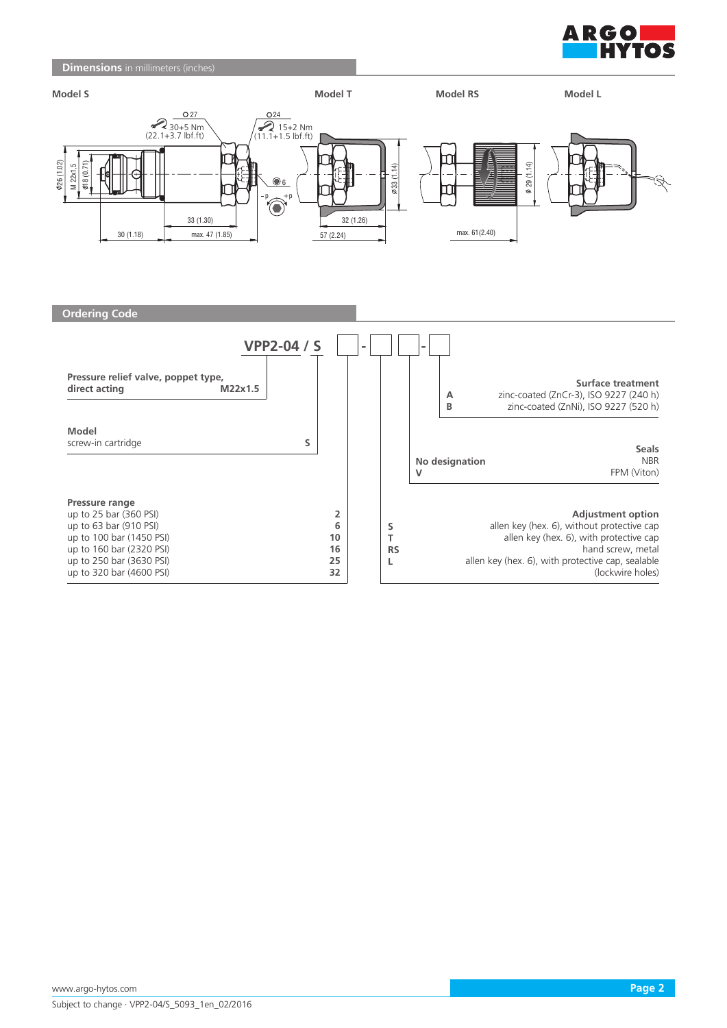## Dimensions in millimeters (inches)

Model S

Model T

Model RS

Model L

27
30+5 Nm
(22.1+3.7 lbf.ft)
24
15+2 Nm
(11.1+1.5 lbf.ft)
Ø26 (1.02)
M 22x1.5
Ø 8 (0.71)
6
−p
+p
33 (1.30)
30 (1.18)
max. 47 (1.85)
Ø33 (1.14)
32 (1.26)
57 (2.24)
Ø 29 (1.14)
max. 61(2.40)

## Ordering Code

**VPP2-04 / S** [ ] - [ ] [ ] - [ ]

**Pressure relief valve, poppet type, direct acting** — **M22x1.5**

**Model**

| | |
|---|---|
| screw-in cartridge | **S** |

**Pressure range**

| | |
|---|---|
| up to 25 bar (360 PSI) | **2** |
| up to 63 bar (910 PSI) | **6** |
| up to 100 bar (1450 PSI) | **10** |
| up to 160 bar (2320 PSI) | **16** |
| up to 250 bar (3630 PSI) | **25** |
| up to 320 bar (4600 PSI) | **32** |

**Adjustment option**

| | |
|---|---|
| **S** | allen key (hex. 6), without protective cap |
| **T** | allen key (hex. 6), with protective cap |
| **RS** | hand screw, metal |
| **L** | allen key (hex. 6), with protective cap, sealable (lockwire holes) |

**Seals**

| | |
|---|---|
| **No designation** | NBR |
| **V** | FPM (Viton) |

**Surface treatment**

| | |
|---|---|
| **A** | zinc-coated (ZnCr-3), ISO 9227 (240 h) |
| **B** | zinc-coated (ZnNi), ISO 9227 (520 h) |

www.argo-hytos.com

Subject to change · VPP2-04/S_5093_1en_02/2016